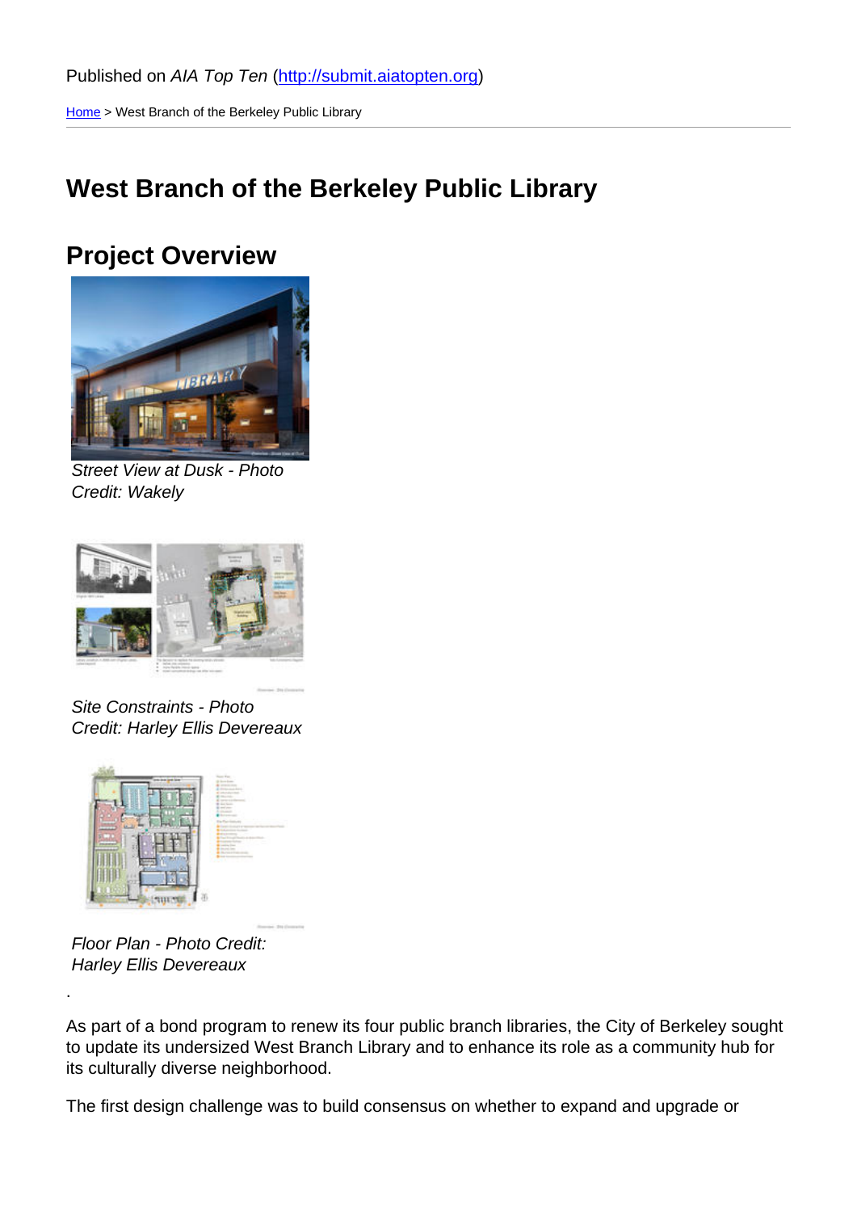Published on *AIA Top Ten* (http://submit.aiatopten.org)

Home > West Branch of the Berkeley Public Library

# West Branch of the Berkeley Public Library

## Project Overview

*Street View at Dusk - Photo Credit: Wakely*

*Site Constraints - Photo Credit: Harley Ellis Devereaux*

*Floor Plan - Photo Credit: Harley Ellis Devereaux*

.

As part of a bond program to renew its four public branch libraries, the City of Berkeley sought to update its undersized West Branch Library and to enhance its role as a community hub for its culturally diverse neighborhood.

The first design challenge was to build consensus on whether to expand and upgrade or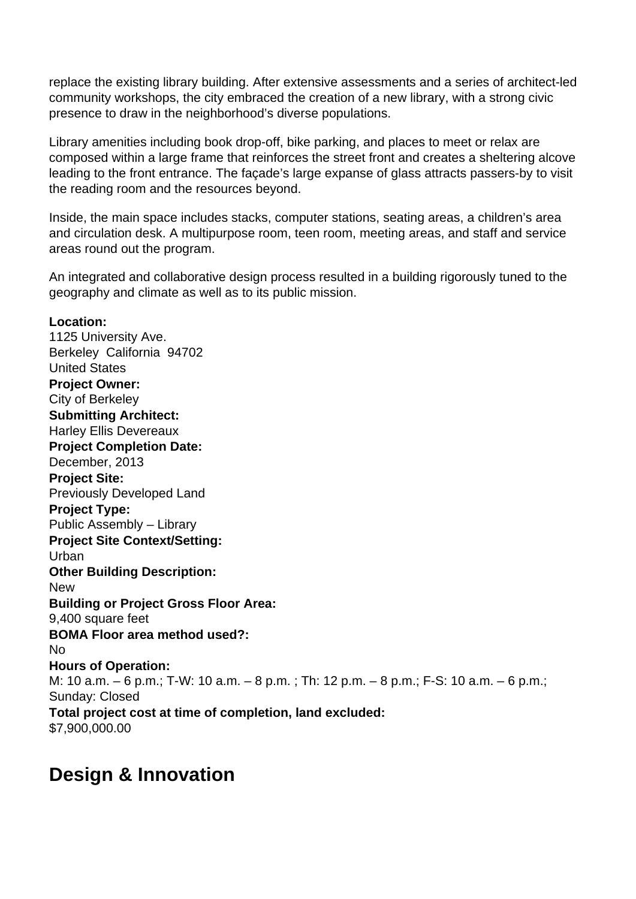replace the existing library building. After extensive assessments and a series of architect-led community workshops, the city embraced the creation of a new library, with a strong civic presence to draw in the neighborhood's diverse populations.

Library amenities including book drop-off, bike parking, and places to meet or relax are composed within a large frame that reinforces the street front and creates a sheltering alcove leading to the front entrance. The façade's large expanse of glass attracts passers-by to visit the reading room and the resources beyond.

Inside, the main space includes stacks, computer stations, seating areas, a children's area and circulation desk. A multipurpose room, teen room, meeting areas, and staff and service areas round out the program.

An integrated and collaborative design process resulted in a building rigorously tuned to the geography and climate as well as to its public mission.

**Location:**
1125 University Ave.
Berkeley California 94702
United States
**Project Owner:**
City of Berkeley
**Submitting Architect:**
Harley Ellis Devereaux
**Project Completion Date:**
December, 2013
**Project Site:**
Previously Developed Land
**Project Type:**
Public Assembly – Library
**Project Site Context/Setting:**
Urban
**Other Building Description:**
New
**Building or Project Gross Floor Area:**
9,400 square feet
**BOMA Floor area method used?:**
No
**Hours of Operation:**
M: 10 a.m. – 6 p.m.; T-W: 10 a.m. – 8 p.m. ; Th: 12 p.m. – 8 p.m.; F-S: 10 a.m. – 6 p.m.; Sunday: Closed
**Total project cost at time of completion, land excluded:**
$7,900,000.00

## Design & Innovation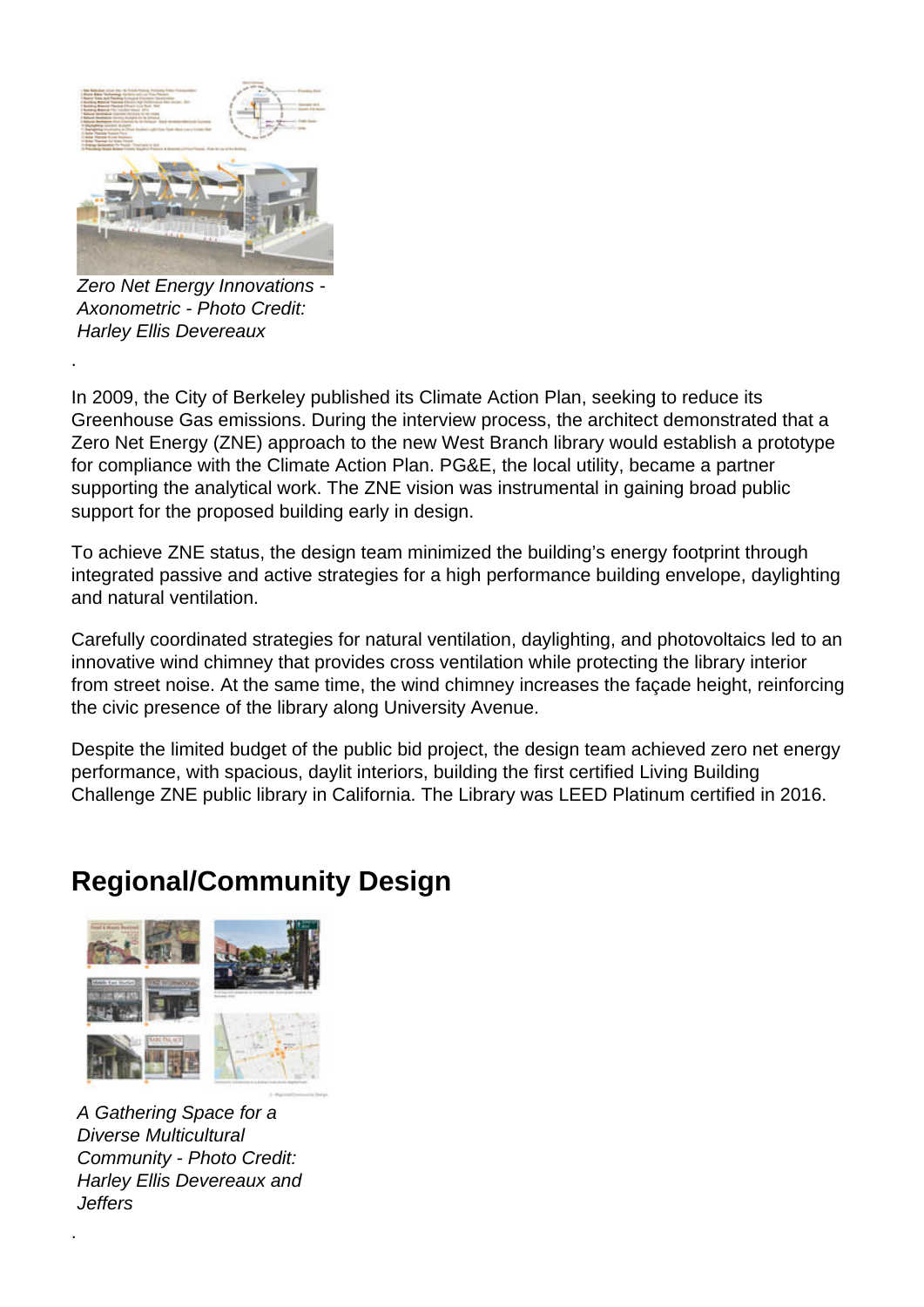*Zero Net Energy Innovations - Axonometric - Photo Credit: Harley Ellis Devereaux*

.

In 2009, the City of Berkeley published its Climate Action Plan, seeking to reduce its Greenhouse Gas emissions. During the interview process, the architect demonstrated that a Zero Net Energy (ZNE) approach to the new West Branch library would establish a prototype for compliance with the Climate Action Plan. PG&E, the local utility, became a partner supporting the analytical work. The ZNE vision was instrumental in gaining broad public support for the proposed building early in design.

To achieve ZNE status, the design team minimized the building's energy footprint through integrated passive and active strategies for a high performance building envelope, daylighting and natural ventilation.

Carefully coordinated strategies for natural ventilation, daylighting, and photovoltaics led to an innovative wind chimney that provides cross ventilation while protecting the library interior from street noise. At the same time, the wind chimney increases the façade height, reinforcing the civic presence of the library along University Avenue.

Despite the limited budget of the public bid project, the design team achieved zero net energy performance, with spacious, daylit interiors, building the first certified Living Building Challenge ZNE public library in California. The Library was LEED Platinum certified in 2016.

## Regional/Community Design

*A Gathering Space for a Diverse Multicultural Community - Photo Credit: Harley Ellis Devereaux and Jeffers*

.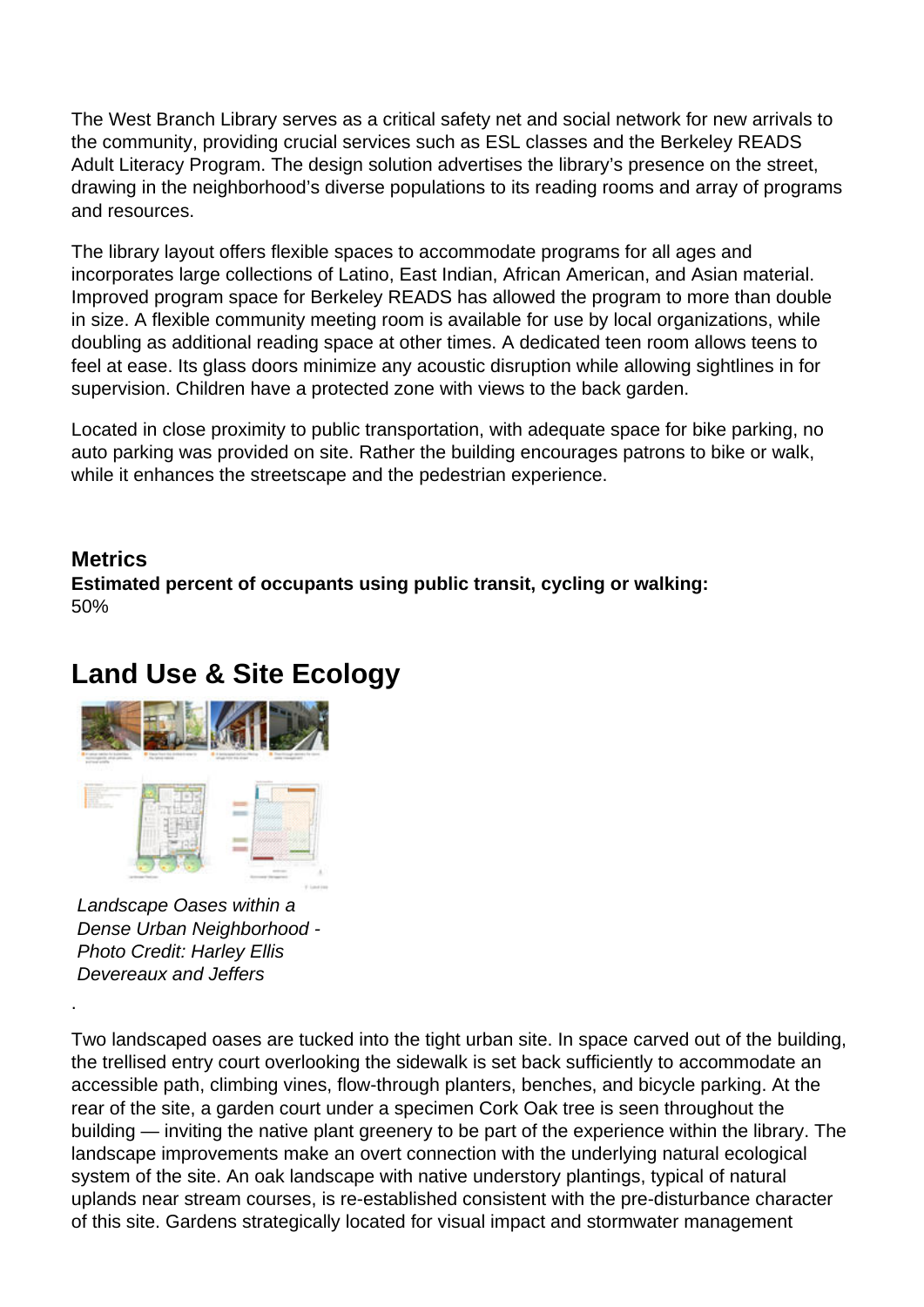The West Branch Library serves as a critical safety net and social network for new arrivals to the community, providing crucial services such as ESL classes and the Berkeley READS Adult Literacy Program. The design solution advertises the library's presence on the street, drawing in the neighborhood's diverse populations to its reading rooms and array of programs and resources.

The library layout offers flexible spaces to accommodate programs for all ages and incorporates large collections of Latino, East Indian, African American, and Asian material. Improved program space for Berkeley READS has allowed the program to more than double in size. A flexible community meeting room is available for use by local organizations, while doubling as additional reading space at other times. A dedicated teen room allows teens to feel at ease. Its glass doors minimize any acoustic disruption while allowing sightlines in for supervision. Children have a protected zone with views to the back garden.

Located in close proximity to public transportation, with adequate space for bike parking, no auto parking was provided on site. Rather the building encourages patrons to bike or walk, while it enhances the streetscape and the pedestrian experience.

### Metrics

**Estimated percent of occupants using public transit, cycling or walking:**
50%

## Land Use & Site Ecology

*Landscape Oases within a Dense Urban Neighborhood - Photo Credit: Harley Ellis Devereaux and Jeffers*

.

Two landscaped oases are tucked into the tight urban site. In space carved out of the building, the trellised entry court overlooking the sidewalk is set back sufficiently to accommodate an accessible path, climbing vines, flow-through planters, benches, and bicycle parking. At the rear of the site, a garden court under a specimen Cork Oak tree is seen throughout the building — inviting the native plant greenery to be part of the experience within the library. The landscape improvements make an overt connection with the underlying natural ecological system of the site. An oak landscape with native understory plantings, typical of natural uplands near stream courses, is re-established consistent with the pre-disturbance character of this site. Gardens strategically located for visual impact and stormwater management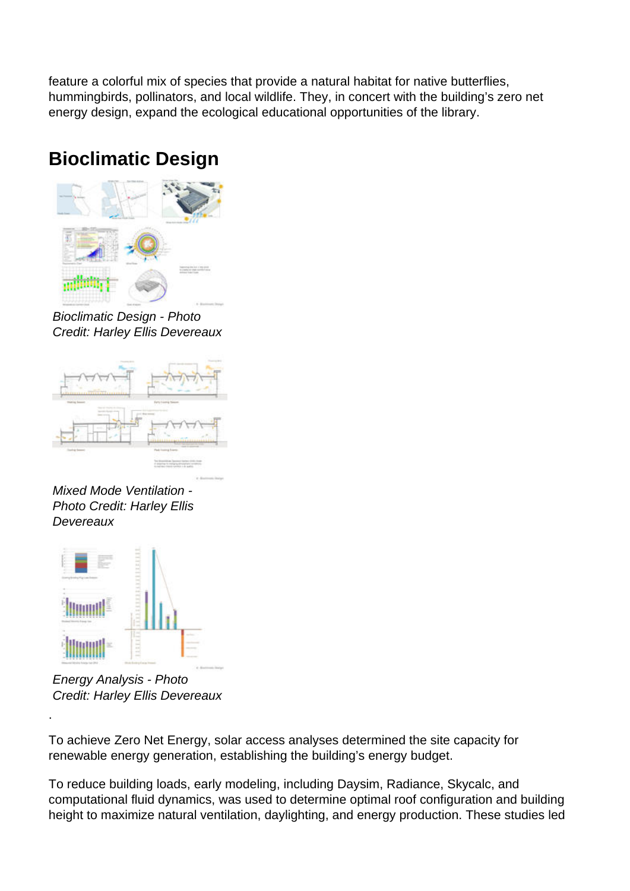feature a colorful mix of species that provide a natural habitat for native butterflies, hummingbirds, pollinators, and local wildlife. They, in concert with the building's zero net energy design, expand the ecological educational opportunities of the library.

## Bioclimatic Design

*Bioclimatic Design - Photo Credit: Harley Ellis Devereaux*

*Mixed Mode Ventilation - Photo Credit: Harley Ellis Devereaux*

*Energy Analysis - Photo Credit: Harley Ellis Devereaux*

.

To achieve Zero Net Energy, solar access analyses determined the site capacity for renewable energy generation, establishing the building's energy budget.

To reduce building loads, early modeling, including Daysim, Radiance, Skycalc, and computational fluid dynamics, was used to determine optimal roof configuration and building height to maximize natural ventilation, daylighting, and energy production. These studies led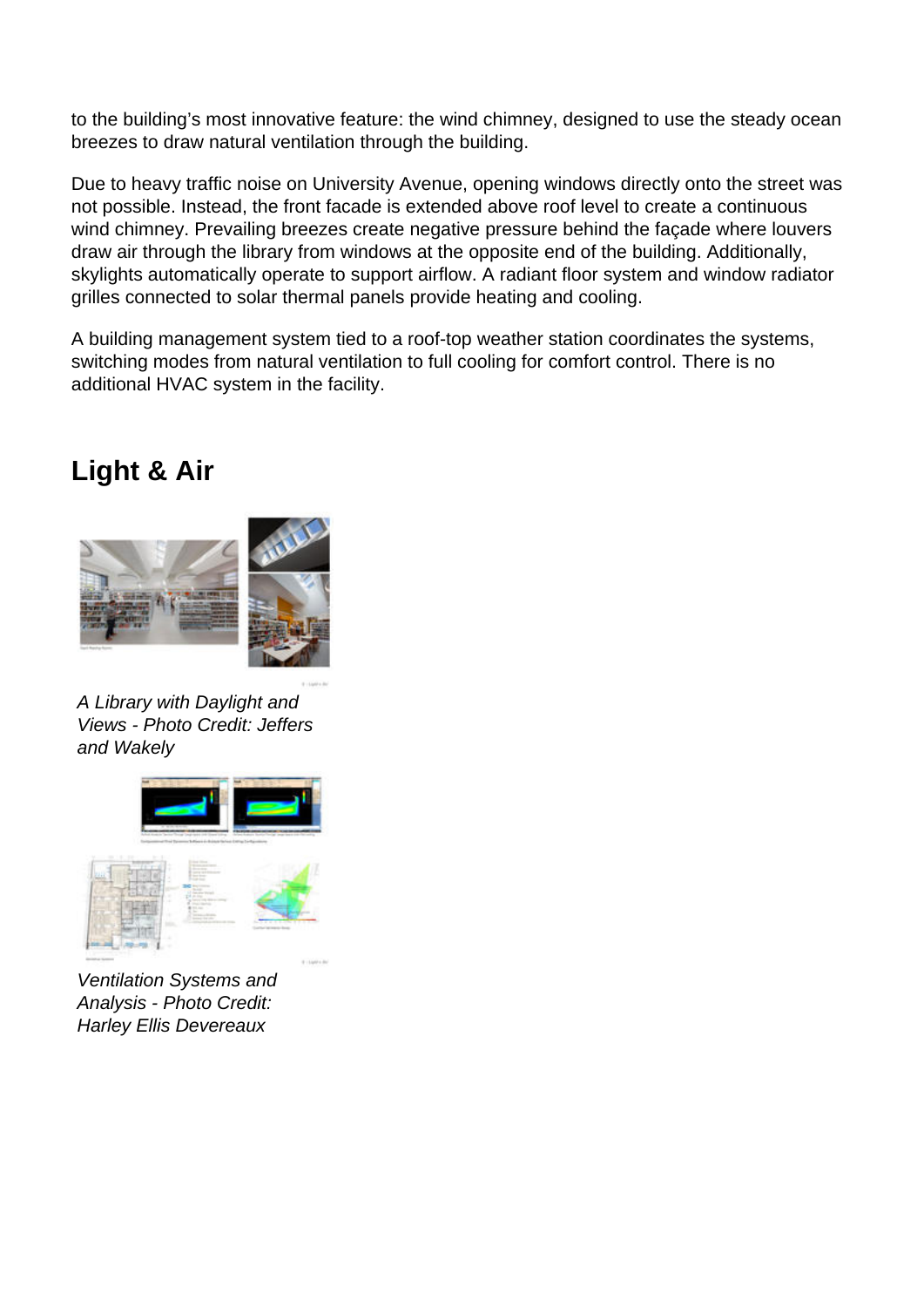to the building's most innovative feature: the wind chimney, designed to use the steady ocean breezes to draw natural ventilation through the building.

Due to heavy traffic noise on University Avenue, opening windows directly onto the street was not possible. Instead, the front facade is extended above roof level to create a continuous wind chimney. Prevailing breezes create negative pressure behind the façade where louvers draw air through the library from windows at the opposite end of the building. Additionally, skylights automatically operate to support airflow. A radiant floor system and window radiator grilles connected to solar thermal panels provide heating and cooling.

A building management system tied to a roof-top weather station coordinates the systems, switching modes from natural ventilation to full cooling for comfort control. There is no additional HVAC system in the facility.

## Light & Air

*A Library with Daylight and Views - Photo Credit: Jeffers and Wakely*

*Ventilation Systems and Analysis - Photo Credit: Harley Ellis Devereaux*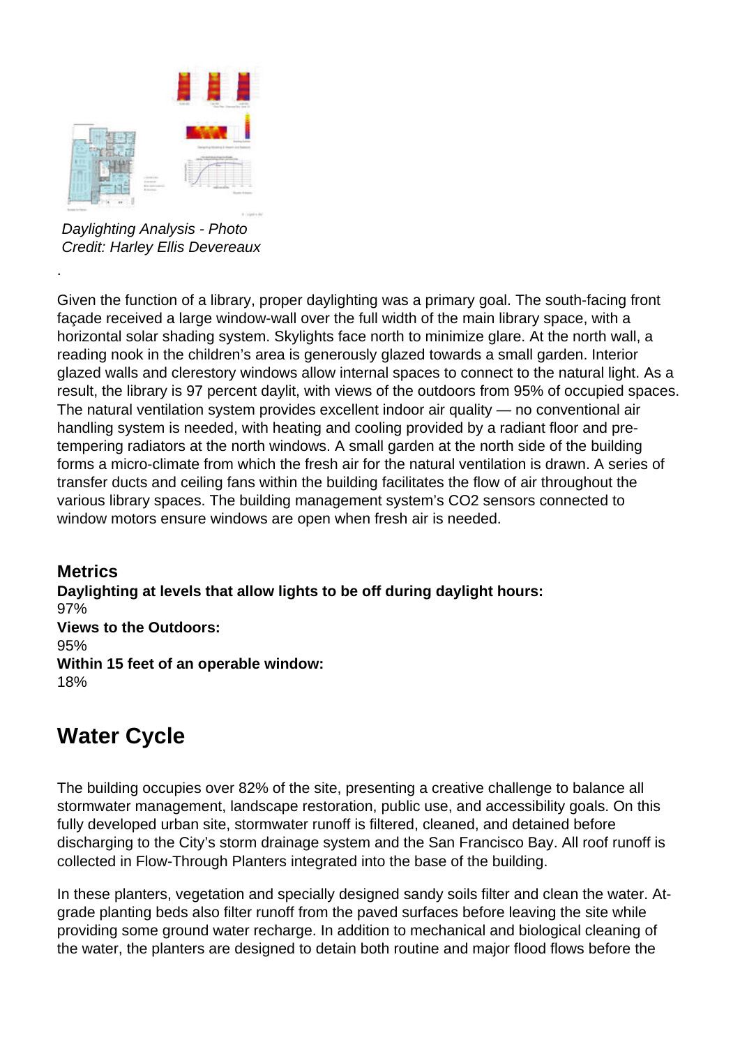*Daylighting Analysis - Photo Credit: Harley Ellis Devereaux*

.

Given the function of a library, proper daylighting was a primary goal. The south-facing front façade received a large window-wall over the full width of the main library space, with a horizontal solar shading system. Skylights face north to minimize glare. At the north wall, a reading nook in the children's area is generously glazed towards a small garden. Interior glazed walls and clerestory windows allow internal spaces to connect to the natural light. As a result, the library is 97 percent daylit, with views of the outdoors from 95% of occupied spaces. The natural ventilation system provides excellent indoor air quality — no conventional air handling system is needed, with heating and cooling provided by a radiant floor and pre-tempering radiators at the north windows. A small garden at the north side of the building forms a micro-climate from which the fresh air for the natural ventilation is drawn. A series of transfer ducts and ceiling fans within the building facilitates the flow of air throughout the various library spaces. The building management system's $CO_2$ sensors connected to window motors ensure windows are open when fresh air is needed.

### Metrics

**Daylighting at levels that allow lights to be off during daylight hours:**
97%

**Views to the Outdoors:**
95%

**Within 15 feet of an operable window:**
18%

## Water Cycle

The building occupies over 82% of the site, presenting a creative challenge to balance all stormwater management, landscape restoration, public use, and accessibility goals. On this fully developed urban site, stormwater runoff is filtered, cleaned, and detained before discharging to the City's storm drainage system and the San Francisco Bay. All roof runoff is collected in Flow-Through Planters integrated into the base of the building.

In these planters, vegetation and specially designed sandy soils filter and clean the water. At-grade planting beds also filter runoff from the paved surfaces before leaving the site while providing some ground water recharge. In addition to mechanical and biological cleaning of the water, the planters are designed to detain both routine and major flood flows before the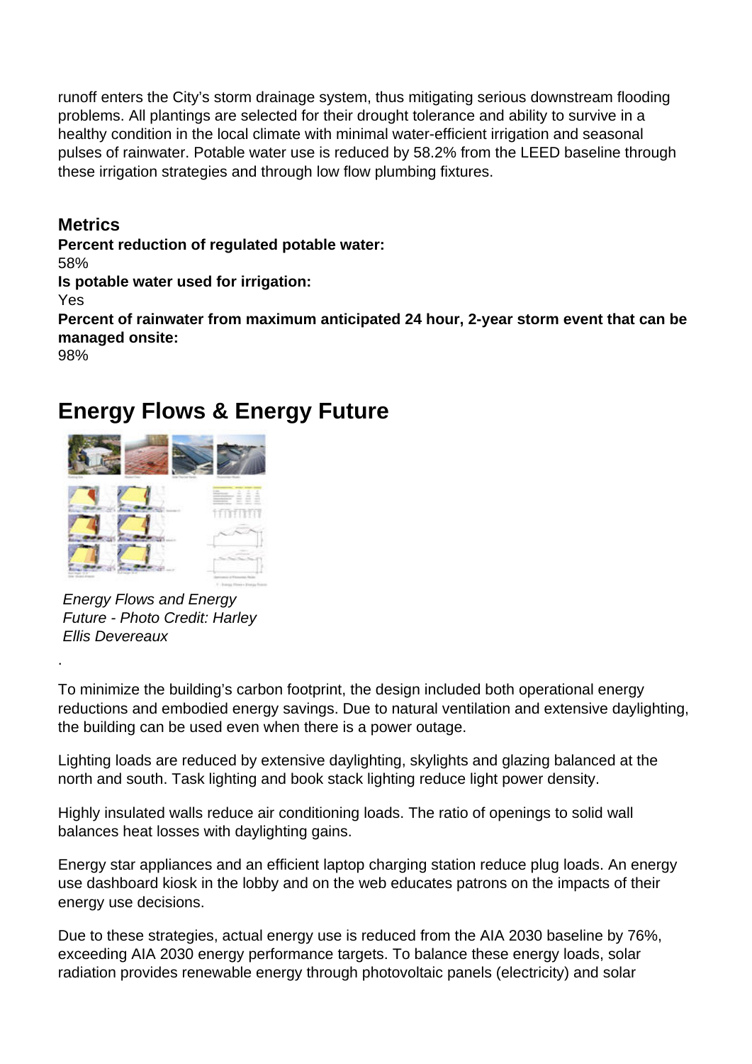runoff enters the City's storm drainage system, thus mitigating serious downstream flooding problems. All plantings are selected for their drought tolerance and ability to survive in a healthy condition in the local climate with minimal water-efficient irrigation and seasonal pulses of rainwater. Potable water use is reduced by 58.2% from the LEED baseline through these irrigation strategies and through low flow plumbing fixtures.

### Metrics

**Percent reduction of regulated potable water:**
58%

**Is potable water used for irrigation:**
Yes

**Percent of rainwater from maximum anticipated 24 hour, 2-year storm event that can be managed onsite:**
98%

## Energy Flows & Energy Future

*Energy Flows and Energy Future - Photo Credit: Harley Ellis Devereaux*

.

To minimize the building's carbon footprint, the design included both operational energy reductions and embodied energy savings. Due to natural ventilation and extensive daylighting, the building can be used even when there is a power outage.

Lighting loads are reduced by extensive daylighting, skylights and glazing balanced at the north and south. Task lighting and book stack lighting reduce light power density.

Highly insulated walls reduce air conditioning loads. The ratio of openings to solid wall balances heat losses with daylighting gains.

Energy star appliances and an efficient laptop charging station reduce plug loads. An energy use dashboard kiosk in the lobby and on the web educates patrons on the impacts of their energy use decisions.

Due to these strategies, actual energy use is reduced from the AIA 2030 baseline by 76%, exceeding AIA 2030 energy performance targets. To balance these energy loads, solar radiation provides renewable energy through photovoltaic panels (electricity) and solar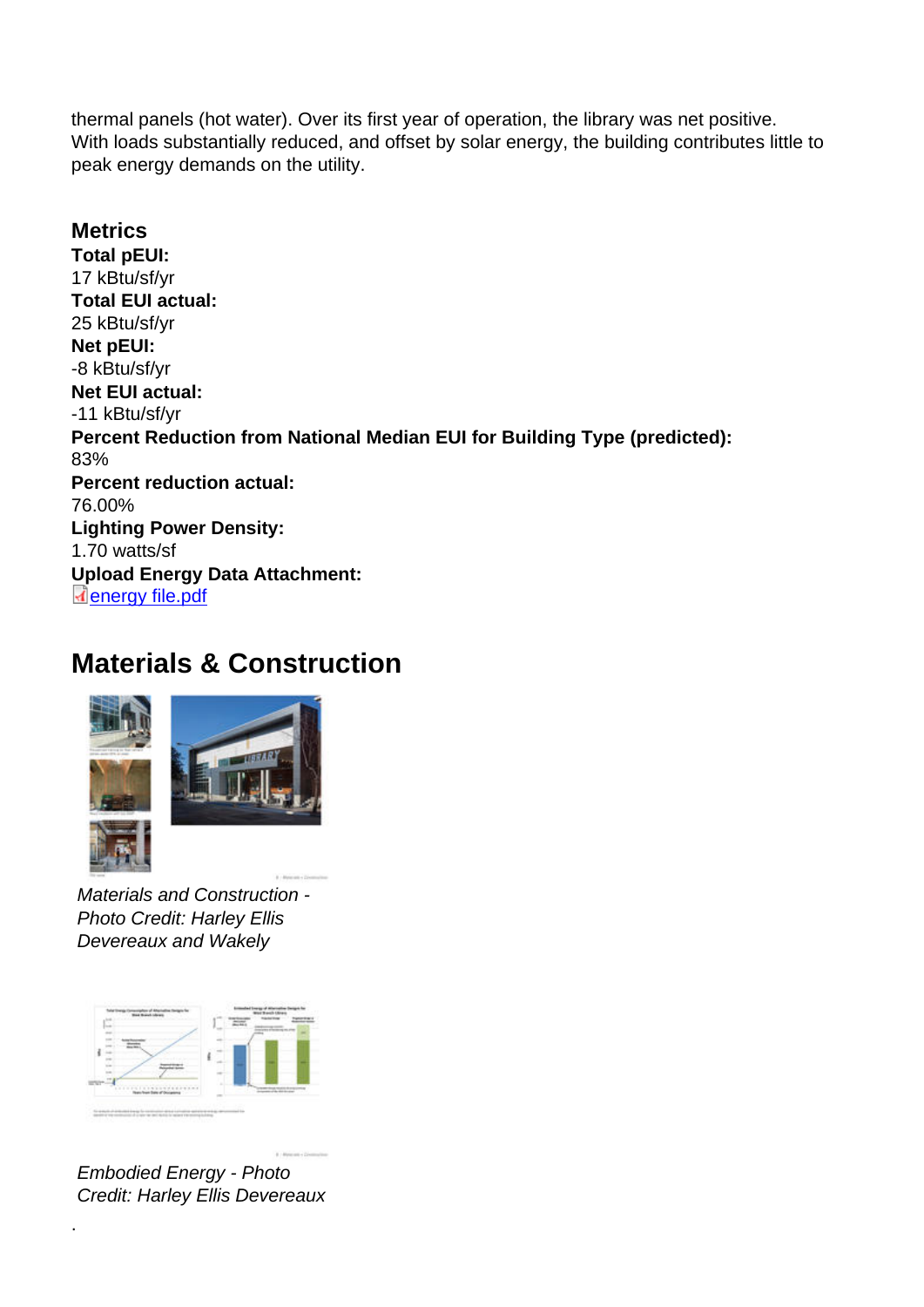thermal panels (hot water). Over its first year of operation, the library was net positive. With loads substantially reduced, and offset by solar energy, the building contributes little to peak energy demands on the utility.

### Metrics

**Total pEUI:**
17 kBtu/sf/yr
**Total EUI actual:**
25 kBtu/sf/yr
**Net pEUI:**
-8 kBtu/sf/yr
**Net EUI actual:**
-11 kBtu/sf/yr
**Percent Reduction from National Median EUI for Building Type (predicted):**
83%
**Percent reduction actual:**
76.00%
**Lighting Power Density:**
1.70 watts/sf
**Upload Energy Data Attachment:**
energy file.pdf

## Materials & Construction

*Materials and Construction - Photo Credit: Harley Ellis Devereaux and Wakely*

*Embodied Energy - Photo Credit: Harley Ellis Devereaux*

.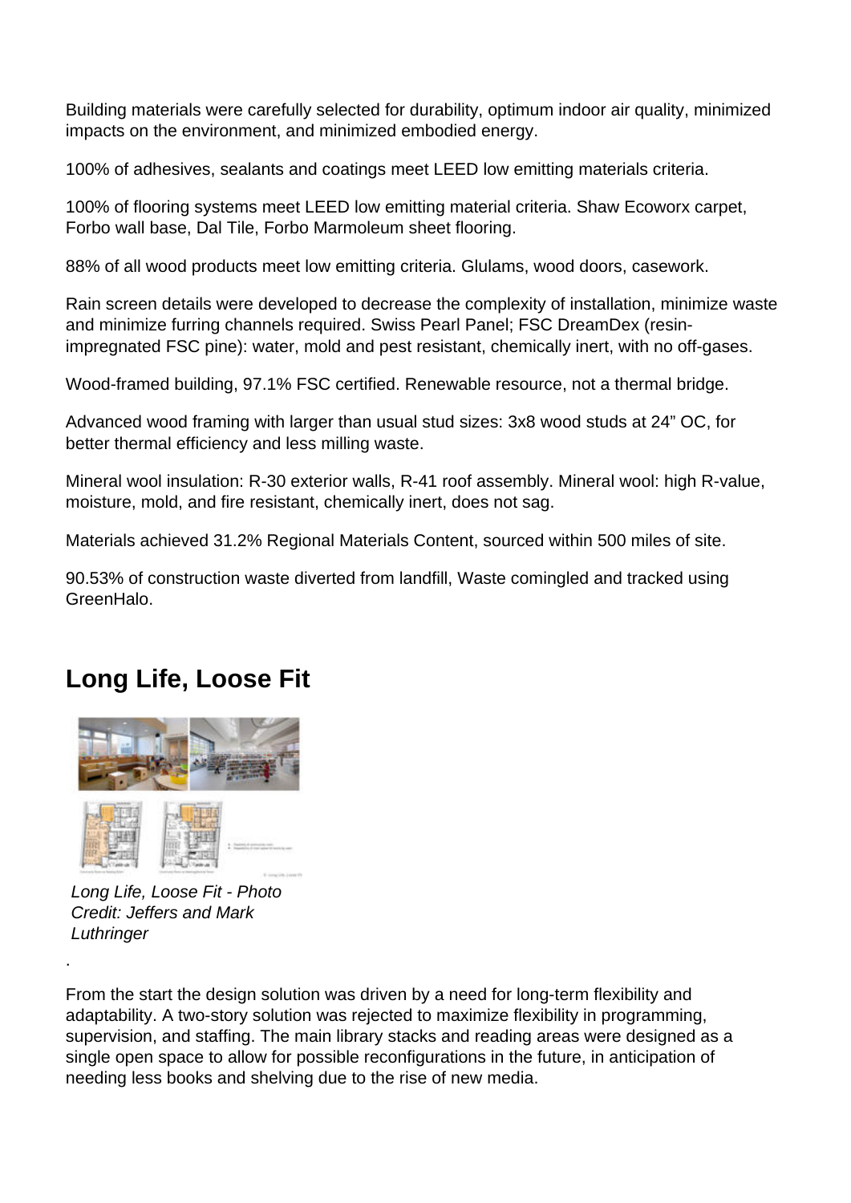Building materials were carefully selected for durability, optimum indoor air quality, minimized impacts on the environment, and minimized embodied energy.

100% of adhesives, sealants and coatings meet LEED low emitting materials criteria.

100% of flooring systems meet LEED low emitting material criteria. Shaw Ecoworx carpet, Forbo wall base, Dal Tile, Forbo Marmoleum sheet flooring.

88% of all wood products meet low emitting criteria. Glulams, wood doors, casework.

Rain screen details were developed to decrease the complexity of installation, minimize waste and minimize furring channels required. Swiss Pearl Panel; FSC DreamDex (resin-impregnated FSC pine): water, mold and pest resistant, chemically inert, with no off-gases.

Wood-framed building, 97.1% FSC certified. Renewable resource, not a thermal bridge.

Advanced wood framing with larger than usual stud sizes: 3x8 wood studs at 24" OC, for better thermal efficiency and less milling waste.

Mineral wool insulation: R-30 exterior walls, R-41 roof assembly. Mineral wool: high R-value, moisture, mold, and fire resistant, chemically inert, does not sag.

Materials achieved 31.2% Regional Materials Content, sourced within 500 miles of site.

90.53% of construction waste diverted from landfill, Waste comingled and tracked using GreenHalo.

## Long Life, Loose Fit

*Long Life, Loose Fit - Photo Credit: Jeffers and Mark Luthringer*

.

From the start the design solution was driven by a need for long-term flexibility and adaptability. A two-story solution was rejected to maximize flexibility in programming, supervision, and staffing. The main library stacks and reading areas were designed as a single open space to allow for possible reconfigurations in the future, in anticipation of needing less books and shelving due to the rise of new media.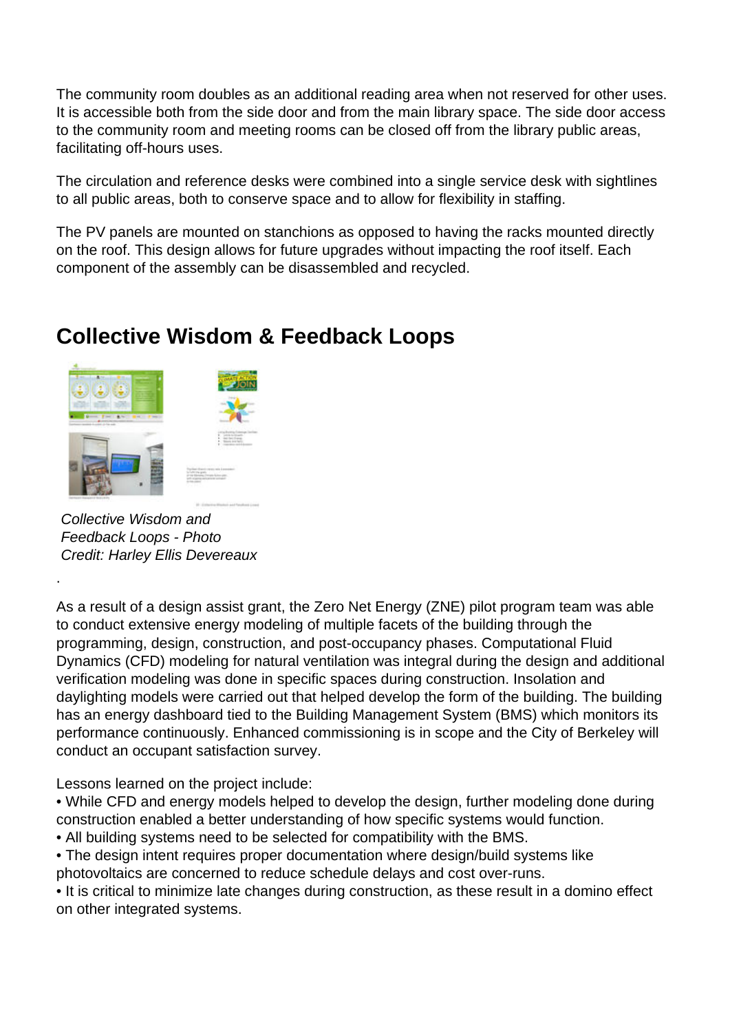The community room doubles as an additional reading area when not reserved for other uses. It is accessible both from the side door and from the main library space. The side door access to the community room and meeting rooms can be closed off from the library public areas, facilitating off-hours uses.

The circulation and reference desks were combined into a single service desk with sightlines to all public areas, both to conserve space and to allow for flexibility in staffing.

The PV panels are mounted on stanchions as opposed to having the racks mounted directly on the roof. This design allows for future upgrades without impacting the roof itself. Each component of the assembly can be disassembled and recycled.

## Collective Wisdom & Feedback Loops

*Collective Wisdom and Feedback Loops - Photo Credit: Harley Ellis Devereaux*

.

As a result of a design assist grant, the Zero Net Energy (ZNE) pilot program team was able to conduct extensive energy modeling of multiple facets of the building through the programming, design, construction, and post-occupancy phases. Computational Fluid Dynamics (CFD) modeling for natural ventilation was integral during the design and additional verification modeling was done in specific spaces during construction. Insolation and daylighting models were carried out that helped develop the form of the building. The building has an energy dashboard tied to the Building Management System (BMS) which monitors its performance continuously. Enhanced commissioning is in scope and the City of Berkeley will conduct an occupant satisfaction survey.

Lessons learned on the project include:

- While CFD and energy models helped to develop the design, further modeling done during construction enabled a better understanding of how specific systems would function.
- All building systems need to be selected for compatibility with the BMS.
- The design intent requires proper documentation where design/build systems like photovoltaics are concerned to reduce schedule delays and cost over-runs.
- It is critical to minimize late changes during construction, as these result in a domino effect on other integrated systems.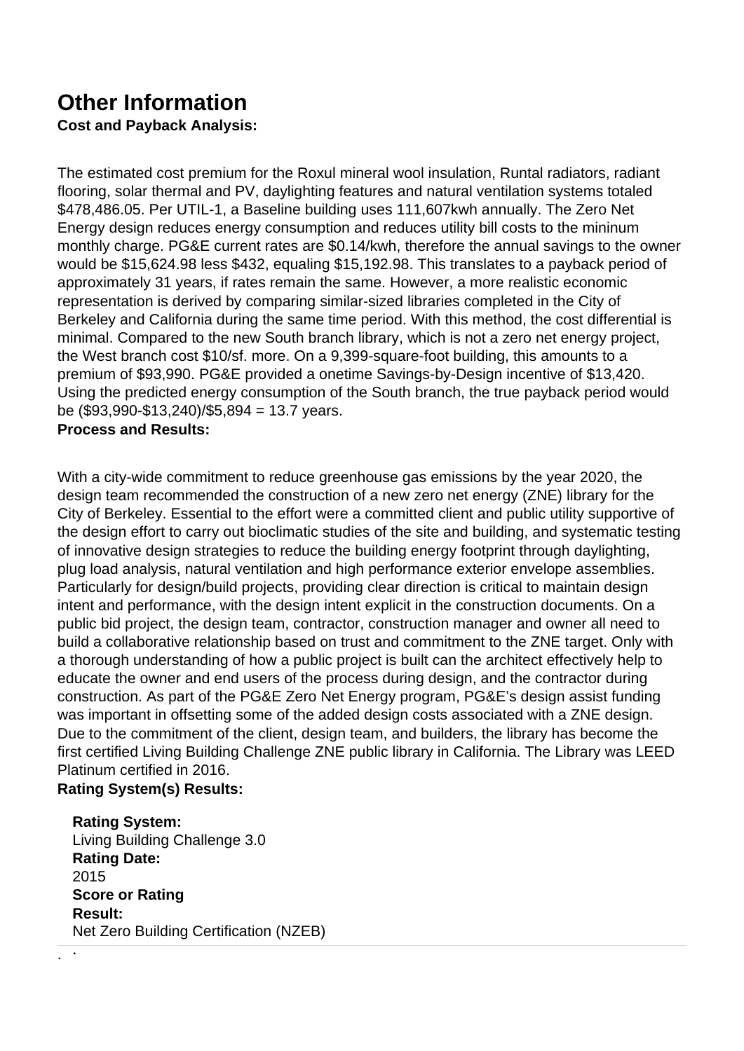# Other Information

**Cost and Payback Analysis:**

The estimated cost premium for the Roxul mineral wool insulation, Runtal radiators, radiant flooring, solar thermal and PV, daylighting features and natural ventilation systems totaled $478,486.05. Per UTIL-1, a Baseline building uses 111,607kwh annually. The Zero Net Energy design reduces energy consumption and reduces utility bill costs to the mininum monthly charge. PG&E current rates are $0.14/kwh, therefore the annual savings to the owner would be $15,624.98 less $432, equaling $15,192.98. This translates to a payback period of approximately 31 years, if rates remain the same. However, a more realistic economic representation is derived by comparing similar-sized libraries completed in the City of Berkeley and California during the same time period. With this method, the cost differential is minimal. Compared to the new South branch library, which is not a zero net energy project, the West branch cost $10/sf. more. On a 9,399-square-foot building, this amounts to a premium of $93,990. PG&E provided a onetime Savings-by-Design incentive of $13,420. Using the predicted energy consumption of the South branch, the true payback period would be ($93,990-$13,240)/$5,894 = 13.7 years.

**Process and Results:**

With a city-wide commitment to reduce greenhouse gas emissions by the year 2020, the design team recommended the construction of a new zero net energy (ZNE) library for the City of Berkeley. Essential to the effort were a committed client and public utility supportive of the design effort to carry out bioclimatic studies of the site and building, and systematic testing of innovative design strategies to reduce the building energy footprint through daylighting, plug load analysis, natural ventilation and high performance exterior envelope assemblies. Particularly for design/build projects, providing clear direction is critical to maintain design intent and performance, with the design intent explicit in the construction documents. On a public bid project, the design team, contractor, construction manager and owner all need to build a collaborative relationship based on trust and commitment to the ZNE target. Only with a thorough understanding of how a public project is built can the architect effectively help to educate the owner and end users of the process during design, and the contractor during construction. As part of the PG&E Zero Net Energy program, PG&E's design assist funding was important in offsetting some of the added design costs associated with a ZNE design. Due to the commitment of the client, design team, and builders, the library has become the first certified Living Building Challenge ZNE public library in California. The Library was LEED Platinum certified in 2016.

**Rating System(s) Results:**

**Rating System:**
Living Building Challenge 3.0
**Rating Date:**
2015
**Score or Rating Result:**
Net Zero Building Certification (NZEB)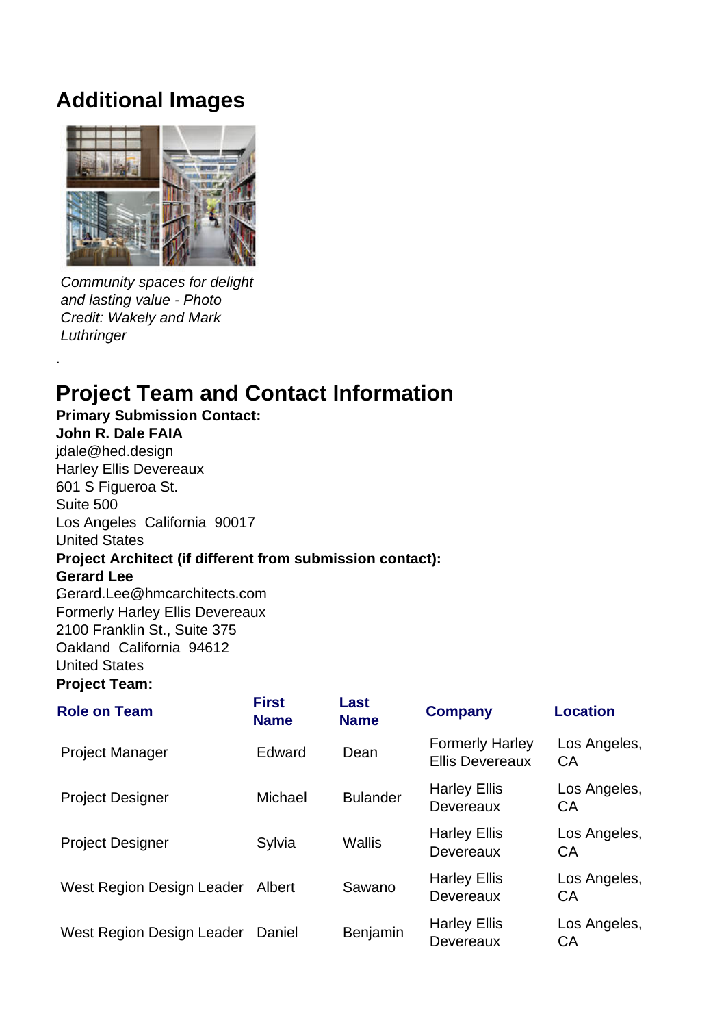## Additional Images

*Community spaces for delight and lasting value - Photo Credit: Wakely and Mark Luthringer*

.

## Project Team and Contact Information

**Primary Submission Contact:**
**John R. Dale FAIA**
jdale@hed.design
Harley Ellis Devereaux
601 S Figueroa St.
Suite 500
Los Angeles  California  90017
United States

**Project Architect (if different from submission contact):**
**Gerard Lee**
Gerard.Lee@hmcarchitects.com
Formerly Harley Ellis Devereaux
2100 Franklin St., Suite 375
Oakland  California  94612
United States

**Project Team:**

| Role on Team | First Name | Last Name | Company | Location |
|---|---|---|---|---|
| Project Manager | Edward | Dean | Formerly Harley Ellis Devereaux | Los Angeles, CA |
| Project Designer | Michael | Bulander | Harley Ellis Devereaux | Los Angeles, CA |
| Project Designer | Sylvia | Wallis | Harley Ellis Devereaux | Los Angeles, CA |
| West Region Design Leader | Albert | Sawano | Harley Ellis Devereaux | Los Angeles, CA |
| West Region Design Leader | Daniel | Benjamin | Harley Ellis Devereaux | Los Angeles, CA |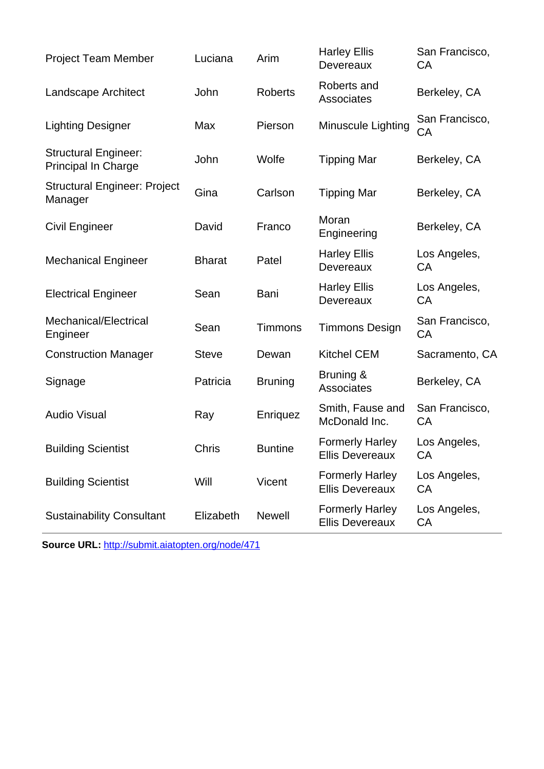| | | | | |
|---|---|---|---|---|
| Project Team Member | Luciana | Arim | Harley Ellis Devereaux | San Francisco, CA |
| Landscape Architect | John | Roberts | Roberts and Associates | Berkeley, CA |
| Lighting Designer | Max | Pierson | Minuscule Lighting | San Francisco, CA |
| Structural Engineer: Principal In Charge | John | Wolfe | Tipping Mar | Berkeley, CA |
| Structural Engineer: Project Manager | Gina | Carlson | Tipping Mar | Berkeley, CA |
| Civil Engineer | David | Franco | Moran Engineering | Berkeley, CA |
| Mechanical Engineer | Bharat | Patel | Harley Ellis Devereaux | Los Angeles, CA |
| Electrical Engineer | Sean | Bani | Harley Ellis Devereaux | Los Angeles, CA |
| Mechanical/Electrical Engineer | Sean | Timmons | Timmons Design | San Francisco, CA |
| Construction Manager | Steve | Dewan | Kitchel CEM | Sacramento, CA |
| Signage | Patricia | Bruning | Bruning & Associates | Berkeley, CA |
| Audio Visual | Ray | Enriquez | Smith, Fause and McDonald Inc. | San Francisco, CA |
| Building Scientist | Chris | Buntine | Formerly Harley Ellis Devereaux | Los Angeles, CA |
| Building Scientist | Will | Vicent | Formerly Harley Ellis Devereaux | Los Angeles, CA |
| Sustainability Consultant | Elizabeth | Newell | Formerly Harley Ellis Devereaux | Los Angeles, CA |

**Source URL:** http://submit.aiatopten.org/node/471